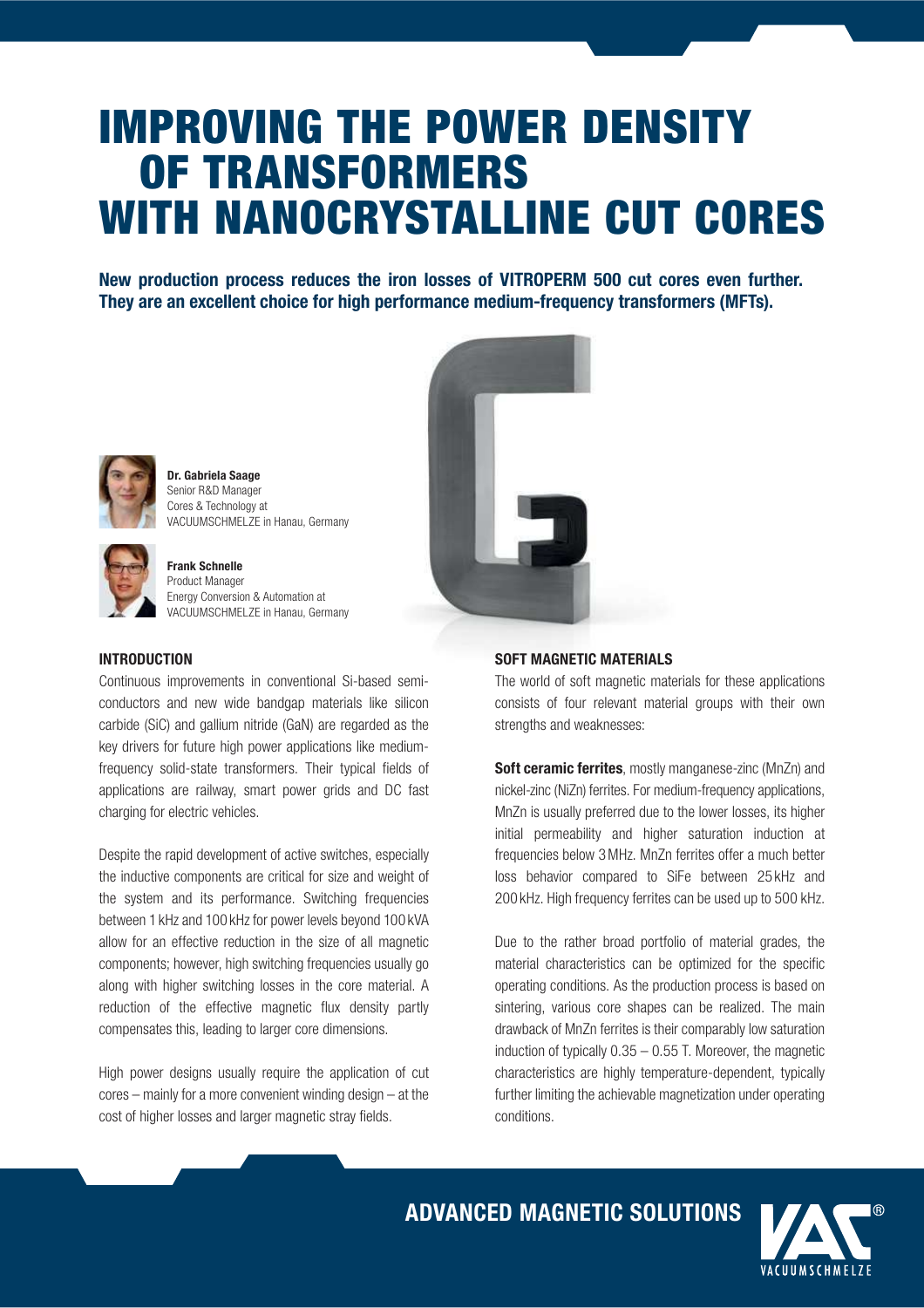# IMPROVING THE POWER DENSITY OF TRANSFORMERS WITH NANOCRYSTALLINE CUT CORES

**New production process reduces the iron losses of VITROPERM 500 cut cores even further. They are an excellent choice for high performance medium-frequency transformers (MFTs).**

**Dr. Gabriela Saage**
Senior R&D Manager
Cores & Technology at
VACUUMSCHMELZE in Hanau, Germany

**Frank Schnelle**
Product Manager
Energy Conversion & Automation at
VACUUMSCHMELZE in Hanau, Germany

## INTRODUCTION

Continuous improvements in conventional Si-based semiconductors and new wide bandgap materials like silicon carbide (SiC) and gallium nitride (GaN) are regarded as the key drivers for future high power applications like medium-frequency solid-state transformers. Their typical fields of applications are railway, smart power grids and DC fast charging for electric vehicles.

Despite the rapid development of active switches, especially the inductive components are critical for size and weight of the system and its performance. Switching frequencies between 1 kHz and 100 kHz for power levels beyond 100 kVA allow for an effective reduction in the size of all magnetic components; however, high switching frequencies usually go along with higher switching losses in the core material. A reduction of the effective magnetic flux density partly compensates this, leading to larger core dimensions.

High power designs usually require the application of cut cores – mainly for a more convenient winding design – at the cost of higher losses and larger magnetic stray fields.

## SOFT MAGNETIC MATERIALS

The world of soft magnetic materials for these applications consists of four relevant material groups with their own strengths and weaknesses:

**Soft ceramic ferrites**, mostly manganese-zinc (MnZn) and nickel-zinc (NiZn) ferrites. For medium-frequency applications, MnZn is usually preferred due to the lower losses, its higher initial permeability and higher saturation induction at frequencies below 3 MHz. MnZn ferrites offer a much better loss behavior compared to SiFe between 25 kHz and 200 kHz. High frequency ferrites can be used up to 500 kHz.

Due to the rather broad portfolio of material grades, the material characteristics can be optimized for the specific operating conditions. As the production process is based on sintering, various core shapes can be realized. The main drawback of MnZn ferrites is their comparably low saturation induction of typically 0.35 – 0.55 T. Moreover, the magnetic characteristics are highly temperature-dependent, typically further limiting the achievable magnetization under operating conditions.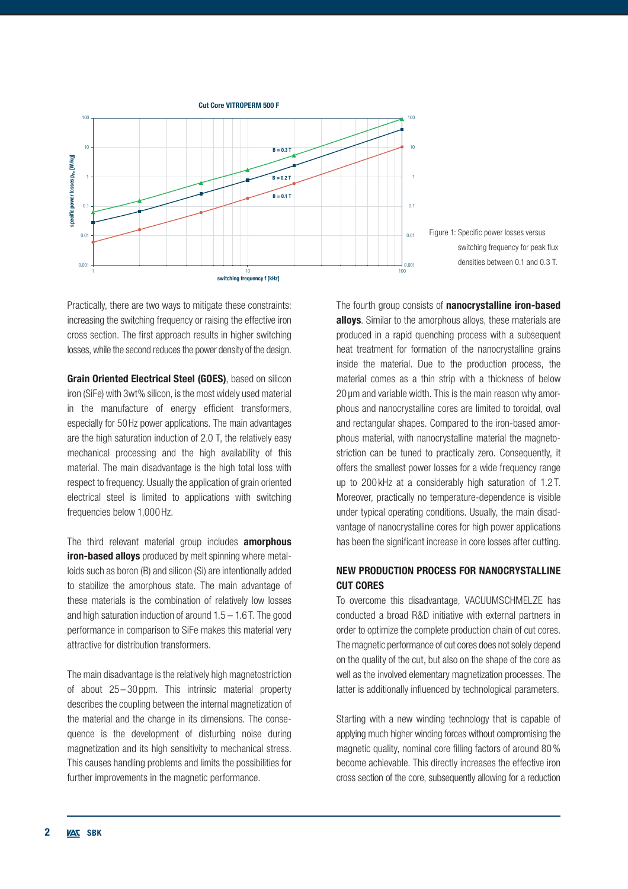Figure 1: Specific power losses versus switching frequency for peak flux densities between 0.1 and 0.3 T.

Practically, there are two ways to mitigate these constraints: increasing the switching frequency or raising the effective iron cross section. The first approach results in higher switching losses, while the second reduces the power density of the design.

**Grain Oriented Electrical Steel (GOES)**, based on silicon iron (SiFe) with 3wt% silicon, is the most widely used material in the manufacture of energy efficient transformers, especially for 50 Hz power applications. The main advantages are the high saturation induction of 2.0 T, the relatively easy mechanical processing and the high availability of this material. The main disadvantage is the high total loss with respect to frequency. Usually the application of grain oriented electrical steel is limited to applications with switching frequencies below 1,000 Hz.

The third relevant material group includes **amorphous iron-based alloys** produced by melt spinning where metalloids such as boron (B) and silicon (Si) are intentionally added to stabilize the amorphous state. The main advantage of these materials is the combination of relatively low losses and high saturation induction of around 1.5 – 1.6 T. The good performance in comparison to SiFe makes this material very attractive for distribution transformers.

The main disadvantage is the relatively high magnetostriction of about 25 – 30 ppm. This intrinsic material property describes the coupling between the internal magnetization of the material and the change in its dimensions. The consequence is the development of disturbing noise during magnetization and its high sensitivity to mechanical stress. This causes handling problems and limits the possibilities for further improvements in the magnetic performance.

The fourth group consists of **nanocrystalline iron-based alloys**. Similar to the amorphous alloys, these materials are produced in a rapid quenching process with a subsequent heat treatment for formation of the nanocrystalline grains inside the material. Due to the production process, the material comes as a thin strip with a thickness of below 20 µm and variable width. This is the main reason why amorphous and nanocrystalline cores are limited to toroidal, oval and rectangular shapes. Compared to the iron-based amorphous material, with nanocrystalline material the magnetostriction can be tuned to practically zero. Consequently, it offers the smallest power losses for a wide frequency range up to 200 kHz at a considerably high saturation of 1.2 T. Moreover, practically no temperature-dependence is visible under typical operating conditions. Usually, the main disadvantage of nanocrystalline cores for high power applications has been the significant increase in core losses after cutting.

## NEW PRODUCTION PROCESS FOR NANOCRYSTALLINE CUT CORES

To overcome this disadvantage, VACUUMSCHMELZE has conducted a broad R&D initiative with external partners in order to optimize the complete production chain of cut cores. The magnetic performance of cut cores does not solely depend on the quality of the cut, but also on the shape of the core as well as the involved elementary magnetization processes. The latter is additionally influenced by technological parameters.

Starting with a new winding technology that is capable of applying much higher winding forces without compromising the magnetic quality, nominal core filling factors of around 80 % become achievable. This directly increases the effective iron cross section of the core, subsequently allowing for a reduction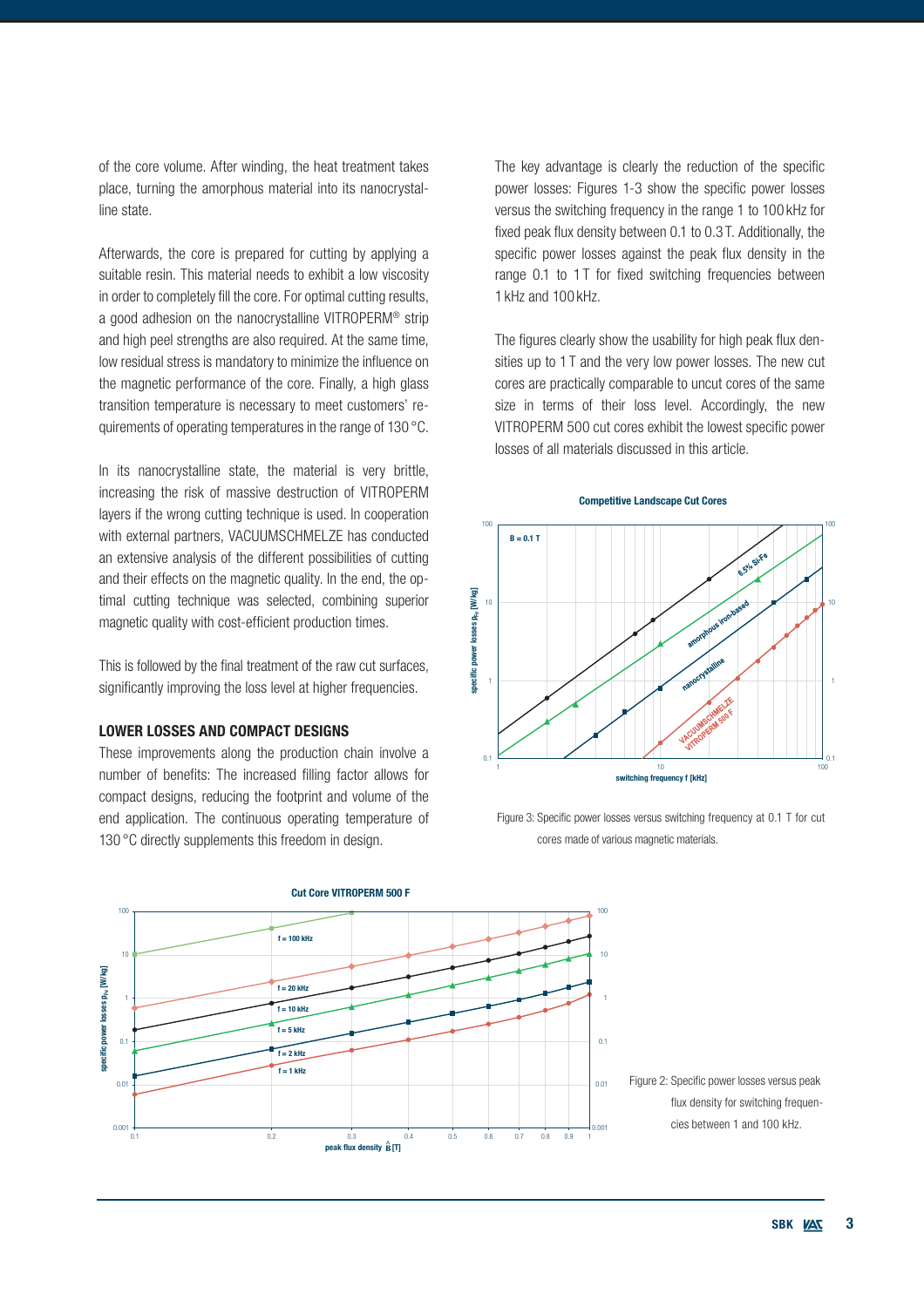of the core volume. After winding, the heat treatment takes place, turning the amorphous material into its nanocrystalline state.

Afterwards, the core is prepared for cutting by applying a suitable resin. This material needs to exhibit a low viscosity in order to completely fill the core. For optimal cutting results, a good adhesion on the nanocrystalline VITROPERM® strip and high peel strengths are also required. At the same time, low residual stress is mandatory to minimize the influence on the magnetic performance of the core. Finally, a high glass transition temperature is necessary to meet customers' requirements of operating temperatures in the range of 130 °C.

In its nanocrystalline state, the material is very brittle, increasing the risk of massive destruction of VITROPERM layers if the wrong cutting technique is used. In cooperation with external partners, VACUUMSCHMELZE has conducted an extensive analysis of the different possibilities of cutting and their effects on the magnetic quality. In the end, the optimal cutting technique was selected, combining superior magnetic quality with cost-efficient production times.

This is followed by the final treatment of the raw cut surfaces, significantly improving the loss level at higher frequencies.

## LOWER LOSSES AND COMPACT DESIGNS

These improvements along the production chain involve a number of benefits: The increased filling factor allows for compact designs, reducing the footprint and volume of the end application. The continuous operating temperature of 130 °C directly supplements this freedom in design.

The key advantage is clearly the reduction of the specific power losses: Figures 1-3 show the specific power losses versus the switching frequency in the range 1 to 100 kHz for fixed peak flux density between 0.1 to 0.3 T. Additionally, the specific power losses against the peak flux density in the range 0.1 to 1 T for fixed switching frequencies between 1 kHz and 100 kHz.

The figures clearly show the usability for high peak flux densities up to 1 T and the very low power losses. The new cut cores are practically comparable to uncut cores of the same size in terms of their loss level. Accordingly, the new VITROPERM 500 cut cores exhibit the lowest specific power losses of all materials discussed in this article.

Figure 3: Specific power losses versus switching frequency at 0.1 T for cut cores made of various magnetic materials.

Figure 2: Specific power losses versus peak flux density for switching frequencies between 1 and 100 kHz.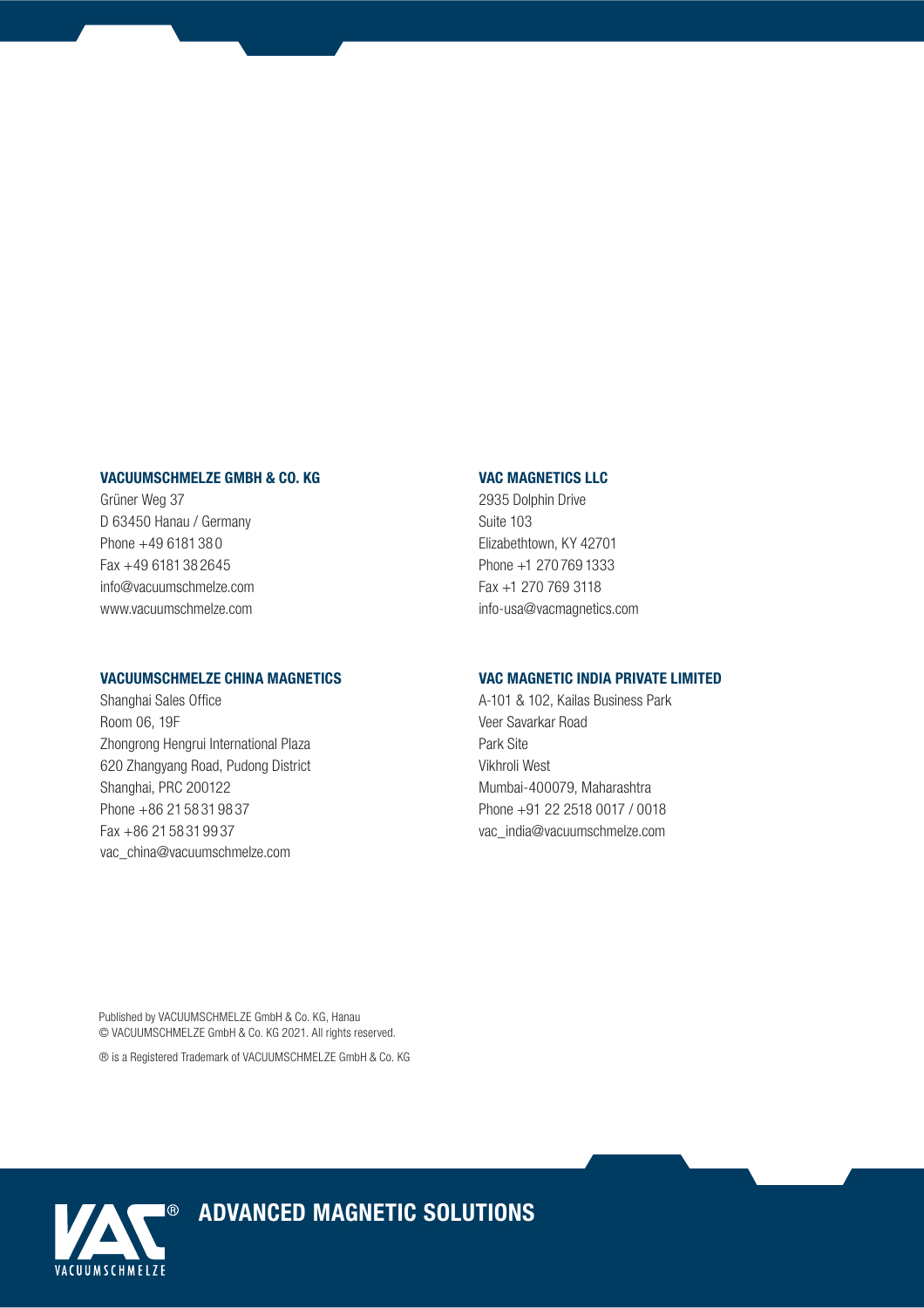**VACUUMSCHMELZE GMBH & CO. KG**

Grüner Weg 37
D 63450 Hanau / Germany
Phone +49 6181 38 0
Fax +49 6181 38 2645
info@vacuumschmelze.com
www.vacuumschmelze.com

**VAC MAGNETICS LLC**

2935 Dolphin Drive
Suite 103
Elizabethtown, KY 42701
Phone +1 270 769 1333
Fax +1 270 769 3118
info-usa@vacmagnetics.com

**VACUUMSCHMELZE CHINA MAGNETICS**

Shanghai Sales Office
Room 06, 19F
Zhongrong Hengrui International Plaza
620 Zhangyang Road, Pudong District
Shanghai, PRC 200122
Phone +86 21 58 31 98 37
Fax +86 21 58 31 99 37
vac_china@vacuumschmelze.com

**VAC MAGNETIC INDIA PRIVATE LIMITED**

A-101 & 102, Kailas Business Park
Veer Savarkar Road
Park Site
Vikhroli West
Mumbai-400079, Maharashtra
Phone +91 22 2518 0017 / 0018
vac_india@vacuumschmelze.com

Published by VACUUMSCHMELZE GmbH & Co. KG, Hanau
© VACUUMSCHMELZE GmbH & Co. KG 2021. All rights reserved.

® is a Registered Trademark of VACUUMSCHMELZE GmbH & Co. KG

**ADVANCED MAGNETIC SOLUTIONS**